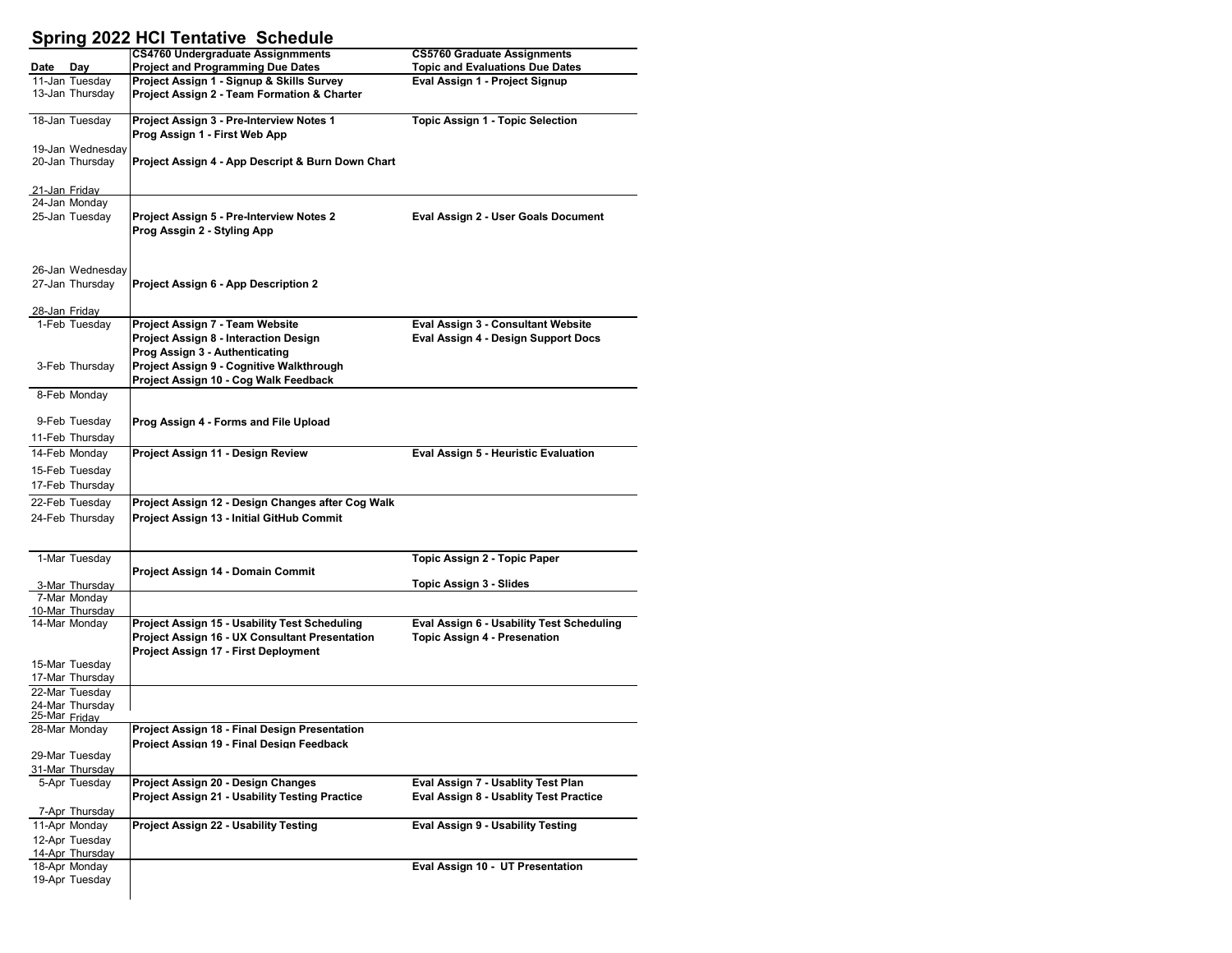# Spring 2022 HCI Tentative Schedule

| Date | Day | CS4760 Undergraduate Assignmments<br>Project and Programming Due Dates | CS5760 Graduate Assignments<br>Topic and Evaluations Due Dates |
|---|---|---|---|
| 11-Jan | Tuesday | Project Assign 1 - Signup & Skills Survey | Eval Assign 1 - Project Signup |
| 13-Jan | Thursday | Project Assign 2 - Team Formation & Charter | |
| 18-Jan | Tuesday | Project Assign 3 - Pre-Interview Notes 1<br>Prog Assign 1 - First Web App | Topic Assign 1 - Topic Selection |
| 19-Jan | Wednesday | | |
| 20-Jan | Thursday | Project Assign 4 - App Descript & Burn Down Chart | |
| 21-Jan | Friday | | |
| 24-Jan | Monday | | |
| 25-Jan | Tuesday | Project Assign 5 - Pre-Interview Notes 2<br>Prog Assgin 2 - Styling App | Eval Assign 2 - User Goals Document |
| 26-Jan | Wednesday | | |
| 27-Jan | Thursday | Project Assign 6 - App Description 2 | |
| 28-Jan | Friday | | |
| 1-Feb | Tuesday | Project Assign 7 - Team Website<br>Project Assign 8 - Interaction Design<br>Prog Assign 3 - Authenticating | Eval Assign 3 - Consultant Website<br>Eval Assign 4 - Design Support Docs |
| 3-Feb | Thursday | Project Assign 9 - Cognitive Walkthrough<br>Project Assign 10 - Cog Walk Feedback | |
| 8-Feb | Monday | | |
| 9-Feb | Tuesday | Prog Assign 4 - Forms and File Upload | |
| 11-Feb | Thursday | | |
| 14-Feb | Monday | Project Assign 11 - Design Review | Eval Assign 5 - Heuristic Evaluation |
| 15-Feb | Tuesday | | |
| 17-Feb | Thursday | | |
| 22-Feb | Tuesday | Project Assign 12 - Design Changes after Cog Walk | |
| 24-Feb | Thursday | Project Assign 13 - Initial GitHub Commit | |
| 1-Mar | Tuesday | Project Assign 14 - Domain Commit | Topic Assign 2 - Topic Paper |
| 3-Mar | Thursday | | Topic Assign 3 - Slides |
| 7-Mar | Monday | | |
| 10-Mar | Thursday | | |
| 14-Mar | Monday | Project Assign 15 - Usability Test Scheduling<br>Project Assign 16 - UX Consultant Presentation<br>Project Assign 17 - First Deployment | Eval Assign 6 - Usability Test Scheduling<br>Topic Assign 4 - Presenation |
| 15-Mar | Tuesday | | |
| 17-Mar | Thursday | | |
| 22-Mar | Tuesday | | |
| 24-Mar | Thursday | | |
| 25-Mar | Friday | | |
| 28-Mar | Monday | Project Assign 18 - Final Design Presentation<br>Project Assign 19 - Final Design Feedback | |
| 29-Mar | Tuesday | | |
| 31-Mar | Thursday | | |
| 5-Apr | Tuesday | Project Assign 20 - Design Changes<br>Project Assign 21 - Usability Testing Practice | Eval Assign 7 - Usablity Test Plan<br>Eval Assign 8 - Usablity Test Practice |
| 7-Apr | Thursday | | |
| 11-Apr | Monday | Project Assign 22 - Usability Testing | Eval Assign 9 - Usability Testing |
| 12-Apr | Tuesday | | |
| 14-Apr | Thursday | | |
| 18-Apr | Monday | | Eval Assign 10 - UT Presentation |
| 19-Apr | Tuesday | | |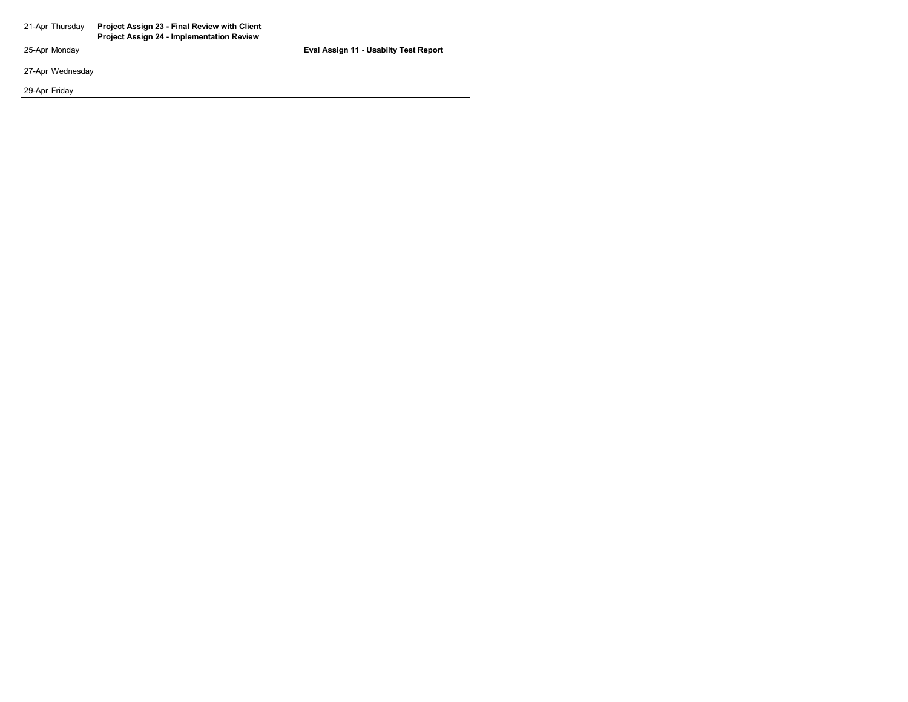| | | | |
|---|---|---|---|
| 21-Apr | Thursday | **Project Assign 23 - Final Review with Client**<br>**Project Assign 24 - Implementation Review** | |
| 25-Apr | Monday | | **Eval Assign 11 - Usabilty Test Report** |
| 27-Apr | Wednesday | | |
| 29-Apr | Friday | | |